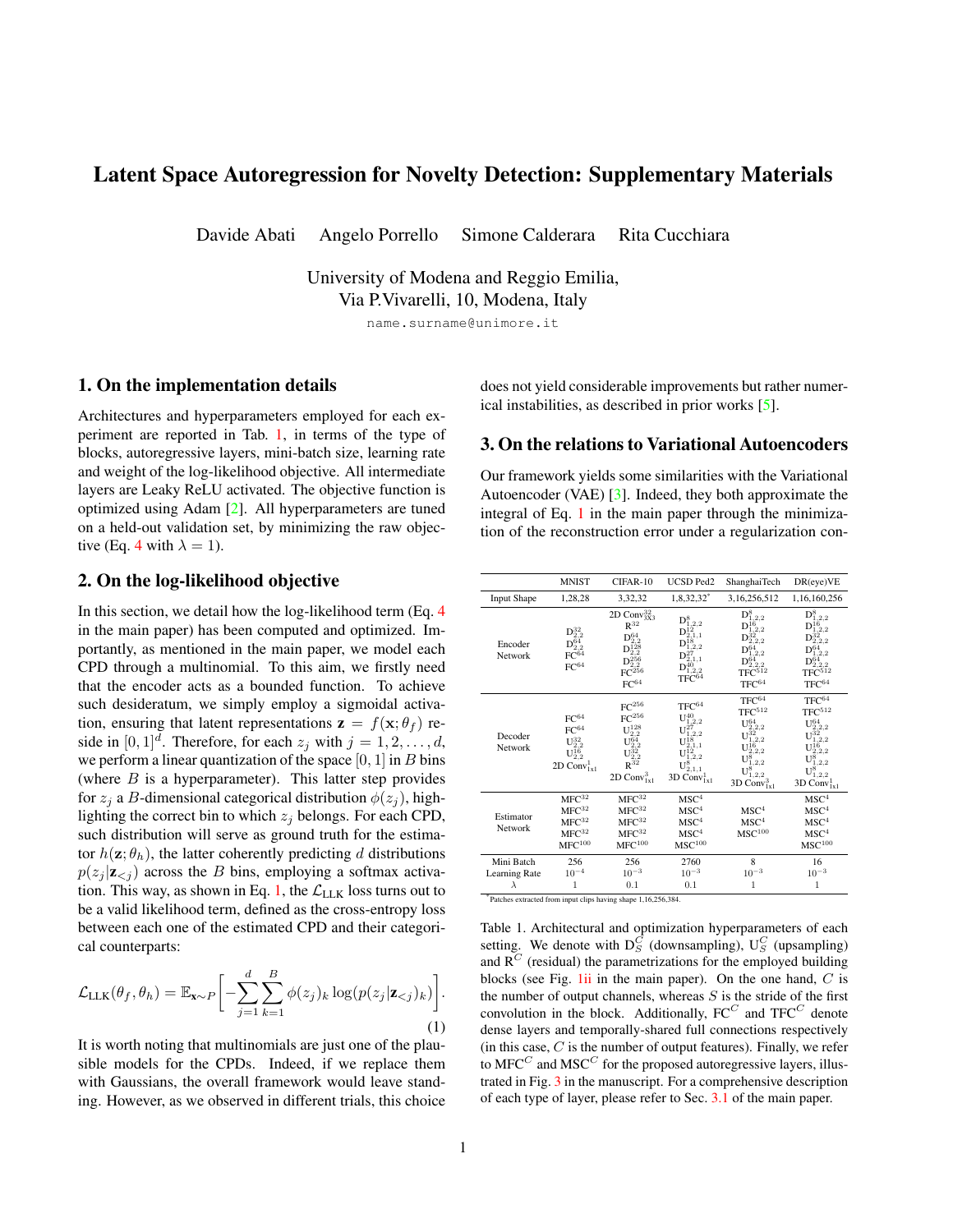# Latent Space Autoregression for Novelty Detection: Supplementary Materials

Davide Abati   Angelo Porrello   Simone Calderara   Rita Cucchiara

University of Modena and Reggio Emilia,
Via P.Vivarelli, 10, Modena, Italy

name.surname@unimore.it

## 1. On the implementation details

Architectures and hyperparameters employed for each experiment are reported in Tab. 1, in terms of the type of blocks, autoregressive layers, mini-batch size, learning rate and weight of the log-likelihood objective. All intermediate layers are Leaky ReLU activated. The objective function is optimized using Adam [2]. All hyperparameters are tuned on a held-out validation set, by minimizing the raw objective (Eq. 4 with $\lambda = 1$).

## 2. On the log-likelihood objective

In this section, we detail how the log-likelihood term (Eq. 4 in the main paper) has been computed and optimized. Importantly, as mentioned in the main paper, we model each CPD through a multinomial. To this aim, we firstly need that the encoder acts as a bounded function. To achieve such desideratum, we simply employ a sigmoidal activation, ensuring that latent representations $\mathbf{z} = f(\mathbf{x}; \theta_f)$ reside in $[0, 1]^d$. Therefore, for each $z_j$ with $j = 1, 2, \ldots, d$, we perform a linear quantization of the space $[0, 1]$ in $B$ bins (where $B$ is a hyperparameter). This latter step provides for $z_j$ a $B$-dimensional categorical distribution $\phi(z_j)$, highlighting the correct bin to which $z_j$ belongs. For each CPD, such distribution will serve as ground truth for the estimator $h(\mathbf{z}; \theta_h)$, the latter coherently predicting $d$ distributions $p(z_j|\mathbf{z}_{<j})$ across the $B$ bins, employing a softmax activation. This way, as shown in Eq. 1, the $\mathcal{L}_{\text{LLK}}$ loss turns out to be a valid likelihood term, defined as the cross-entropy loss between each one of the estimated CPD and their categorical counterparts:

$$\mathcal{L}_{\text{LLK}}(\theta_f, \theta_h) = \mathbb{E}_{\mathbf{x} \sim P}\left[ -\sum_{j=1}^{d} \sum_{k=1}^{B} \phi(z_j)_k \log(p(z_j|\mathbf{z}_{<j})_k) \right]. \quad (1)$$

It is worth noting that multinomials are just one of the plausible models for the CPDs. Indeed, if we replace them with Gaussians, the overall framework would leave standing. However, as we observed in different trials, this choice does not yield considerable improvements but rather numerical instabilities, as described in prior works [5].

## 3. On the relations to Variational Autoencoders

Our framework yields some similarities with the Variational Autoencoder (VAE) [3]. Indeed, they both approximate the integral of Eq. 1 in the main paper through the minimization of the reconstruction error under a regularization con-

| | MNIST | CIFAR-10 | UCSD Ped2 | ShanghaiTech | DR(eye)VE |
|---|---|---|---|---|---|
| Input Shape | 1,28,28 | 3,32,32 | 1,8,32,32* | 3,16,256,512 | 1,16,160,256 |
| Encoder Network | $D^{32}_{2,2}$ $D^{64}_{2,2}$ $FC^{64}$ $FC^{64}$ | 2D $Conv^{32}_{3x3}$ $R^{32}$ $D^{64}_{2,2}$ $D^{128}_{2,2}$ $D^{256}_{2,2}$ $FC^{256}$ $FC^{64}$ | $D^{8}_{1,2,2}$ $D^{12}_{2,1,1}$ $D^{18}_{1,2,2}$ $D^{27}_{2,1,1}$ $D^{40}_{1,2,2}$ $TFC^{64}$ | $D^{8}_{1,2,2}$ $D^{16}_{1,2,2}$ $D^{32}_{2,2,2}$ $D^{64}_{1,2,2}$ $D^{64}_{2,2,2}$ $TFC^{512}$ $TFC^{64}$ | $D^{8}_{1,2,2}$ $D^{16}_{1,2,2}$ $D^{32}_{2,2,2}$ $D^{64}_{1,2,2}$ $D^{64}_{2,2,2}$ $TFC^{512}$ $TFC^{64}$ |
| Decoder Network | $FC^{64}$ $FC^{64}$ $U^{32}_{2,2}$ $U^{16}_{2,2}$ 2D $Conv^{1}_{1x1}$ | $FC^{256}$ $FC^{256}$ $U^{128}_{2,2}$ $U^{64}_{2,2}$ $U^{32}_{2,2}$ $R^{32}$ 2D $Conv^{3}_{1x1}$ | $TFC^{64}$ $U^{40}_{1,2,2}$ $U^{27}_{2,1,1}$ $U^{18}_{1,2,2}$ $U^{12}_{2,1,1}$ $U^{8}_{1,2,2}$ $U^{8}_{2,1,1}$ 3D $Conv^{1}_{1x1}$ | $TFC^{64}$ $TFC^{512}$ $U^{64}_{2,2,2}$ $U^{32}_{1,2,2}$ $U^{16}_{2,2,2}$ $U^{8}_{1,2,2}$ $U^{8}_{1,2,2}$ 3D $Conv^{3}_{1x1}$ | $TFC^{64}$ $TFC^{512}$ $U^{64}_{2,2,2}$ $U^{32}_{1,2,2}$ $U^{16}_{2,2,2}$ $U^{8}_{1,2,2}$ $U^{8}_{1,2,2}$ 3D $Conv^{1}_{1x1}$ |
| Estimator Network | $MFC^{32}$ $MFC^{32}$ $MFC^{32}$ $MFC^{32}$ $MFC^{100}$ | $MFC^{32}$ $MFC^{32}$ $MFC^{32}$ $MFC^{32}$ $MFC^{100}$ | $MSC^{4}$ $MSC^{4}$ $MSC^{4}$ $MSC^{4}$ $MSC^{100}$ | $MSC^{4}$ $MSC^{4}$ $MSC^{100}$ | $MSC^{4}$ $MSC^{4}$ $MSC^{4}$ $MSC^{4}$ $MSC^{100}$ |
| Mini Batch | 256 | 256 | 2760 | 8 | 16 |
| Learning Rate | $10^{-4}$ | $10^{-3}$ | $10^{-3}$ | $10^{-3}$ | $10^{-3}$ |
| $\lambda$ | 1 | 0.1 | 0.1 | 1 | 1 |

\* Patches extracted from input clips having shape 1,16,256,384.

Table 1. Architectural and optimization hyperparameters of each setting. We denote with $D^C_S$ (downsampling), $U^C_S$ (upsampling) and $R^C$ (residual) the parametrizations for the employed building blocks (see Fig. 1ii in the main paper). On the one hand, $C$ is the number of output channels, whereas $S$ is the stride of the first convolution in the block. Additionally, $FC^C$ and $TFC^C$ denote dense layers and temporally-shared full connections respectively (in this case, $C$ is the number of output features). Finally, we refer to $MFC^C$ and $MSC^C$ for the proposed autoregressive layers, illustrated in Fig. 3 in the manuscript. For a comprehensive description of each type of layer, please refer to Sec. 3.1 of the main paper.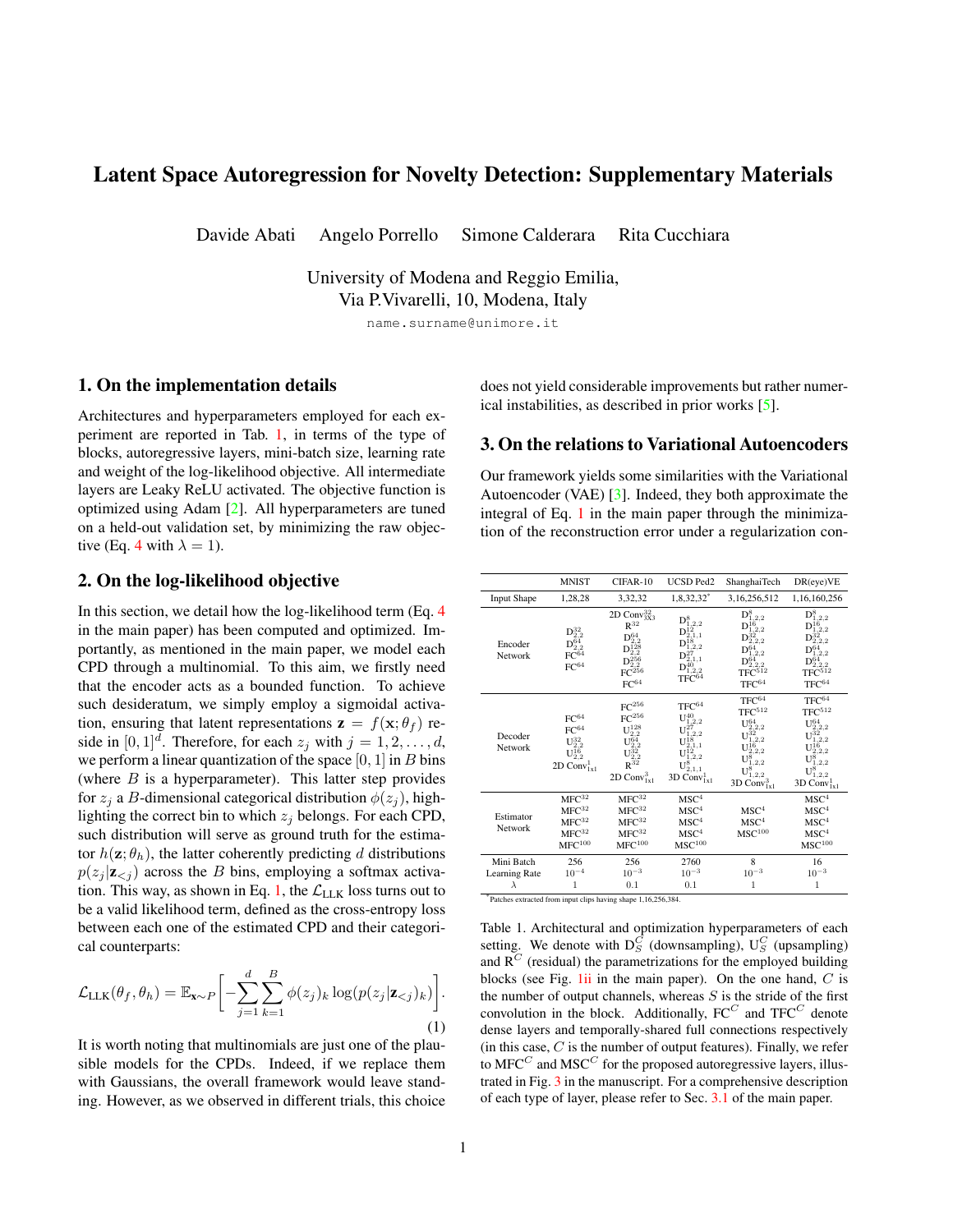# Latent Space Autoregression for Novelty Detection: Supplementary Materials

Davide Abati   Angelo Porrello   Simone Calderara   Rita Cucchiara

University of Modena and Reggio Emilia,
Via P.Vivarelli, 10, Modena, Italy

name.surname@unimore.it

## 1. On the implementation details

Architectures and hyperparameters employed for each experiment are reported in Tab. 1, in terms of the type of blocks, autoregressive layers, mini-batch size, learning rate and weight of the log-likelihood objective. All intermediate layers are Leaky ReLU activated. The objective function is optimized using Adam [2]. All hyperparameters are tuned on a held-out validation set, by minimizing the raw objective (Eq. 4 with $\lambda = 1$).

## 2. On the log-likelihood objective

In this section, we detail how the log-likelihood term (Eq. 4 in the main paper) has been computed and optimized. Importantly, as mentioned in the main paper, we model each CPD through a multinomial. To this aim, we firstly need that the encoder acts as a bounded function. To achieve such desideratum, we simply employ a sigmoidal activation, ensuring that latent representations $\mathbf{z} = f(\mathbf{x}; \theta_f)$ reside in $[0, 1]^d$. Therefore, for each $z_j$ with $j = 1, 2, \ldots, d$, we perform a linear quantization of the space $[0, 1]$ in $B$ bins (where $B$ is a hyperparameter). This latter step provides for $z_j$ a $B$-dimensional categorical distribution $\phi(z_j)$, highlighting the correct bin to which $z_j$ belongs. For each CPD, such distribution will serve as ground truth for the estimator $h(\mathbf{z}; \theta_h)$, the latter coherently predicting $d$ distributions $p(z_j|\mathbf{z}_{<j})$ across the $B$ bins, employing a softmax activation. This way, as shown in Eq. 1, the $\mathcal{L}_{\text{LLK}}$ loss turns out to be a valid likelihood term, defined as the cross-entropy loss between each one of the estimated CPD and their categorical counterparts:

$$\mathcal{L}_{\text{LLK}}(\theta_f, \theta_h) = \mathbb{E}_{\mathbf{x}\sim P}\left[-\sum_{j=1}^{d}\sum_{k=1}^{B}\phi(z_j)_k \log(p(z_j|\mathbf{z}_{<j})_k)\right]. \tag{1}$$

It is worth noting that multinomials are just one of the plausible models for the CPDs. Indeed, if we replace them with Gaussians, the overall framework would leave standing. However, as we observed in different trials, this choice does not yield considerable improvements but rather numerical instabilities, as described in prior works [5].

## 3. On the relations to Variational Autoencoders

Our framework yields some similarities with the Variational Autoencoder (VAE) [3]. Indeed, they both approximate the integral of Eq. 1 in the main paper through the minimization of the reconstruction error under a regularization con-

| | MNIST | CIFAR-10 | UCSD Ped2 | ShanghaiTech | DR(eye)VE |
|---|---|---|---|---|---|
| Input Shape | 1,28,28 | 3,32,32 | 1,8,32,32* | 3,16,256,512 | 1,16,160,256 |
| Encoder Network | $D^{32}_{2,2}$ $D^{64}_{2,2}$ $FC^{64}$ $FC^{64}$ | 2D $Conv^{32}_{3x3}$ $R^{32}$ $D^{64}_{2,2}$ $D^{128}_{2,2}$ $D^{256}_{2,2}$ $FC^{256}$ $FC^{64}$ | $D^{8}_{1,2,2}$ $D^{12}_{2,1,1}$ $D^{18}_{1,2,2}$ $D^{27}_{2,1,1}$ $D^{40}_{1,2,2}$ $TFC^{64}$ | $D^{8}_{1,2,2}$ $D^{16}_{1,2,2}$ $D^{32}_{2,2,2}$ $D^{64}_{1,2,2}$ $D^{64}_{2,2,2}$ $TFC^{512}$ $TFC^{64}$ | $D^{8}_{1,2,2}$ $D^{16}_{1,2,2}$ $D^{32}_{2,2,2}$ $D^{64}_{1,2,2}$ $D^{64}_{2,2,2}$ $TFC^{512}$ $TFC^{64}$ |
| Decoder Network | $FC^{64}$ $FC^{64}$ $U^{32}_{2,2}$ $U^{16}_{2,2}$ 2D $Conv^{1}_{1x1}$ | $FC^{256}$ $FC^{256}$ $U^{128}_{2,2}$ $U^{64}_{2,2}$ $U^{32}_{2,2}$ $R^{32}$ 2D $Conv^{3}_{1x1}$ | $TFC^{64}$ $U^{40}_{1,2,2}$ $U^{27}_{1,2,2}$ $U^{18}_{2,1,1}$ $U^{12}_{1,2,2}$ $U^{8}_{2,1,1}$ 3D $Conv^{1}_{1x1}$ | $TFC^{64}$ $TFC^{512}$ $U^{64}_{2,2,2}$ $U^{32}_{1,2,2}$ $U^{16}_{2,2,2}$ $U^{8}_{1,2,2}$ $U^{8}_{1,2,2}$ 3D $Conv^{3}_{1x1}$ | $TFC^{64}$ $TFC^{512}$ $U^{64}_{2,2,2}$ $U^{32}_{1,2,2}$ $U^{16}_{2,2,2}$ $U^{8}_{1,2,2}$ $U^{8}_{1,2,2}$ 3D $Conv^{1}_{1x1}$ |
| Estimator Network | $MFC^{32}$ $MFC^{32}$ $MFC^{32}$ $MFC^{32}$ $MFC^{100}$ | $MFC^{32}$ $MFC^{32}$ $MFC^{32}$ $MFC^{32}$ $MFC^{100}$ | $MSC^{4}$ $MSC^{4}$ $MSC^{4}$ $MSC^{4}$ $MSC^{100}$ | $MSC^{4}$ $MSC^{4}$ $MSC^{100}$ | $MSC^{4}$ $MSC^{4}$ $MSC^{4}$ $MSC^{4}$ $MSC^{100}$ |
| Mini Batch | 256 | 256 | 2760 | 8 | 16 |
| Learning Rate | $10^{-4}$ | $10^{-3}$ | $10^{-3}$ | $10^{-3}$ | $10^{-3}$ |
| $\lambda$ | 1 | 0.1 | 0.1 | 1 | 1 |

\* Patches extracted from input clips having shape 1,16,256,384.

Table 1. Architectural and optimization hyperparameters of each setting. We denote with $D^C_S$ (downsampling), $U^C_S$ (upsampling) and $R^C$ (residual) the parametrizations for the employed building blocks (see Fig. 1ii in the main paper). On the one hand, $C$ is the number of output channels, whereas $S$ is the stride of the first convolution in the block. Additionally, $FC^C$ and $TFC^C$ denote dense layers and temporally-shared full connections respectively (in this case, $C$ is the number of output features). Finally, we refer to $MFC^C$ and $MSC^C$ for the proposed autoregressive layers, illustrated in Fig. 3 in the manuscript. For a comprehensive description of each type of layer, please refer to Sec. 3.1 of the main paper.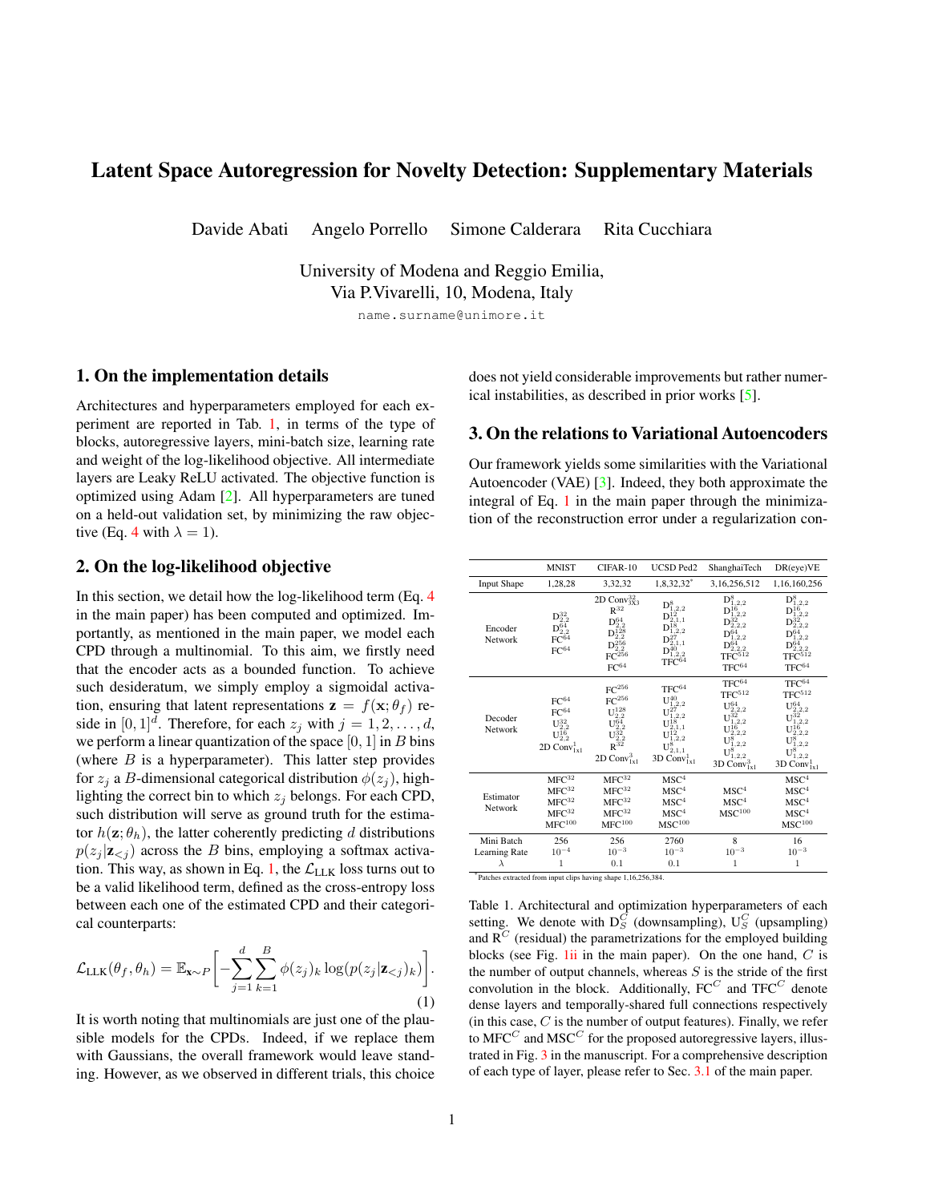# Latent Space Autoregression for Novelty Detection: Supplementary Materials

Davide Abati   Angelo Porrello   Simone Calderara   Rita Cucchiara

University of Modena and Reggio Emilia,
Via P.Vivarelli, 10, Modena, Italy

name.surname@unimore.it

## 1. On the implementation details

Architectures and hyperparameters employed for each experiment are reported in Tab. 1, in terms of the type of blocks, autoregressive layers, mini-batch size, learning rate and weight of the log-likelihood objective. All intermediate layers are Leaky ReLU activated. The objective function is optimized using Adam [2]. All hyperparameters are tuned on a held-out validation set, by minimizing the raw objective (Eq. 4 with $\lambda = 1$).

## 2. On the log-likelihood objective

In this section, we detail how the log-likelihood term (Eq. 4 in the main paper) has been computed and optimized. Importantly, as mentioned in the main paper, we model each CPD through a multinomial. To this aim, we firstly need that the encoder acts as a bounded function. To achieve such desideratum, we simply employ a sigmoidal activation, ensuring that latent representations $\mathbf{z} = f(\mathbf{x}; \theta_f)$ reside in $[0, 1]^d$. Therefore, for each $z_j$ with $j = 1, 2, \ldots, d$, we perform a linear quantization of the space $[0, 1]$ in $B$ bins (where $B$ is a hyperparameter). This latter step provides for $z_j$ a $B$-dimensional categorical distribution $\phi(z_j)$, highlighting the correct bin to which $z_j$ belongs. For each CPD, such distribution will serve as ground truth for the estimator $h(\mathbf{z}; \theta_h)$, the latter coherently predicting $d$ distributions $p(z_j|\mathbf{z}_{<j})$ across the $B$ bins, employing a softmax activation. This way, as shown in Eq. 1, the $\mathcal{L}_{\text{LLK}}$ loss turns out to be a valid likelihood term, defined as the cross-entropy loss between each one of the estimated CPD and their categorical counterparts:

$$\mathcal{L}_{\text{LLK}}(\theta_f, \theta_h) = \mathbb{E}_{\mathbf{x}\sim P}\left[-\sum_{j=1}^{d}\sum_{k=1}^{B}\phi(z_j)_k \log(p(z_j|\mathbf{z}_{<j})_k)\right]. \tag{1}$$

It is worth noting that multinomials are just one of the plausible models for the CPDs. Indeed, if we replace them with Gaussians, the overall framework would leave standing. However, as we observed in different trials, this choice does not yield considerable improvements but rather numerical instabilities, as described in prior works [5].

## 3. On the relations to Variational Autoencoders

Our framework yields some similarities with the Variational Autoencoder (VAE) [3]. Indeed, they both approximate the integral of Eq. 1 in the main paper through the minimization of the reconstruction error under a regularization con-

| | MNIST | CIFAR-10 | UCSD Ped2 | ShanghaiTech | DR(eye)VE |
|---|---|---|---|---|---|
| Input Shape | 1,28,28 | 3,32,32 | 1,8,32,32* | 3,16,256,512 | 1,16,160,256 |
| Encoder Network | $D^{32}_{2,2}$ $D^{64}_{2,2}$ $FC^{64}$ $FC^{64}$ | 2D $Conv^{32}_{3x3}$ $R^{32}$ $D^{64}_{2,2}$ $D^{128}_{2,2}$ $D^{256}_{2,2}$ $FC^{256}$ $FC^{64}$ | $D^{8}_{1,2,2}$ $D^{12}_{2,1,1}$ $D^{18}_{1,2,2}$ $D^{27}_{2,1,1}$ $D^{40}_{1,2,2}$ $TFC^{64}$ | $D^{8}_{1,2,2}$ $D^{16}_{1,2,2}$ $D^{32}_{2,2,2}$ $D^{64}_{1,2,2}$ $D^{64}_{2,2,2}$ $TFC^{512}$ $TFC^{64}$ | $D^{8}_{1,2,2}$ $D^{16}_{1,2,2}$ $D^{32}_{2,2,2}$ $D^{64}_{1,2,2}$ $D^{64}_{2,2,2}$ $TFC^{512}$ $TFC^{64}$ |
| Decoder Network | $FC^{64}$ $FC^{64}$ $U^{32}_{2,2}$ $U^{16}_{2,2}$ 2D $Conv^{1}_{1x1}$ | $FC^{256}$ $FC^{256}$ $U^{128}_{2,2}$ $U^{64}_{2,2}$ $U^{32}_{2,2}$ $R^{32}$ 2D $Conv^{3}_{1x1}$ | $TFC^{64}$ $U^{40}_{1,2,2}$ $U^{27}_{1,2,2}$ $U^{18}_{2,1,1}$ $U^{12}_{1,2,2}$ $U^{8}_{2,1,1}$ 3D $Conv^{1}_{1x1}$ | $TFC^{64}$ $TFC^{512}$ $U^{64}_{2,2,2}$ $U^{32}_{1,2,2}$ $U^{16}_{2,2,2}$ $U^{8}_{1,2,2}$ $U^{8}_{1,2,2}$ 3D $Conv^{3}_{1x1}$ | $TFC^{64}$ $TFC^{512}$ $U^{64}_{2,2,2}$ $U^{32}_{1,2,2}$ $U^{16}_{2,2,2}$ $U^{8}_{1,2,2}$ $U^{8}_{1,2,2}$ 3D $Conv^{1}_{1x1}$ |
| Estimator Network | $MFC^{32}$ $MFC^{32}$ $MFC^{32}$ $MFC^{32}$ $MFC^{100}$ | $MFC^{32}$ $MFC^{32}$ $MFC^{32}$ $MFC^{32}$ $MFC^{100}$ | $MSC^{4}$ $MSC^{4}$ $MSC^{4}$ $MSC^{4}$ $MSC^{100}$ | $MSC^{4}$ $MSC^{4}$ $MSC^{100}$ | $MSC^{4}$ $MSC^{4}$ $MSC^{4}$ $MSC^{4}$ $MSC^{100}$ |
| Mini Batch | 256 | 256 | 2760 | 8 | 16 |
| Learning Rate | $10^{-4}$ | $10^{-3}$ | $10^{-3}$ | $10^{-3}$ | $10^{-3}$ |
| $\lambda$ | 1 | 0.1 | 0.1 | 1 | 1 |

\* Patches extracted from input clips having shape 1,16,256,384.

Table 1. Architectural and optimization hyperparameters of each setting. We denote with $D^C_S$ (downsampling), $U^C_S$ (upsampling) and $R^C$ (residual) the parametrizations for the employed building blocks (see Fig. 1ii in the main paper). On the one hand, $C$ is the number of output channels, whereas $S$ is the stride of the first convolution in the block. Additionally, $FC^C$ and $TFC^C$ denote dense layers and temporally-shared full connections respectively (in this case, $C$ is the number of output features). Finally, we refer to $MFC^C$ and $MSC^C$ for the proposed autoregressive layers, illustrated in Fig. 3 in the manuscript. For a comprehensive description of each type of layer, please refer to Sec. 3.1 of the main paper.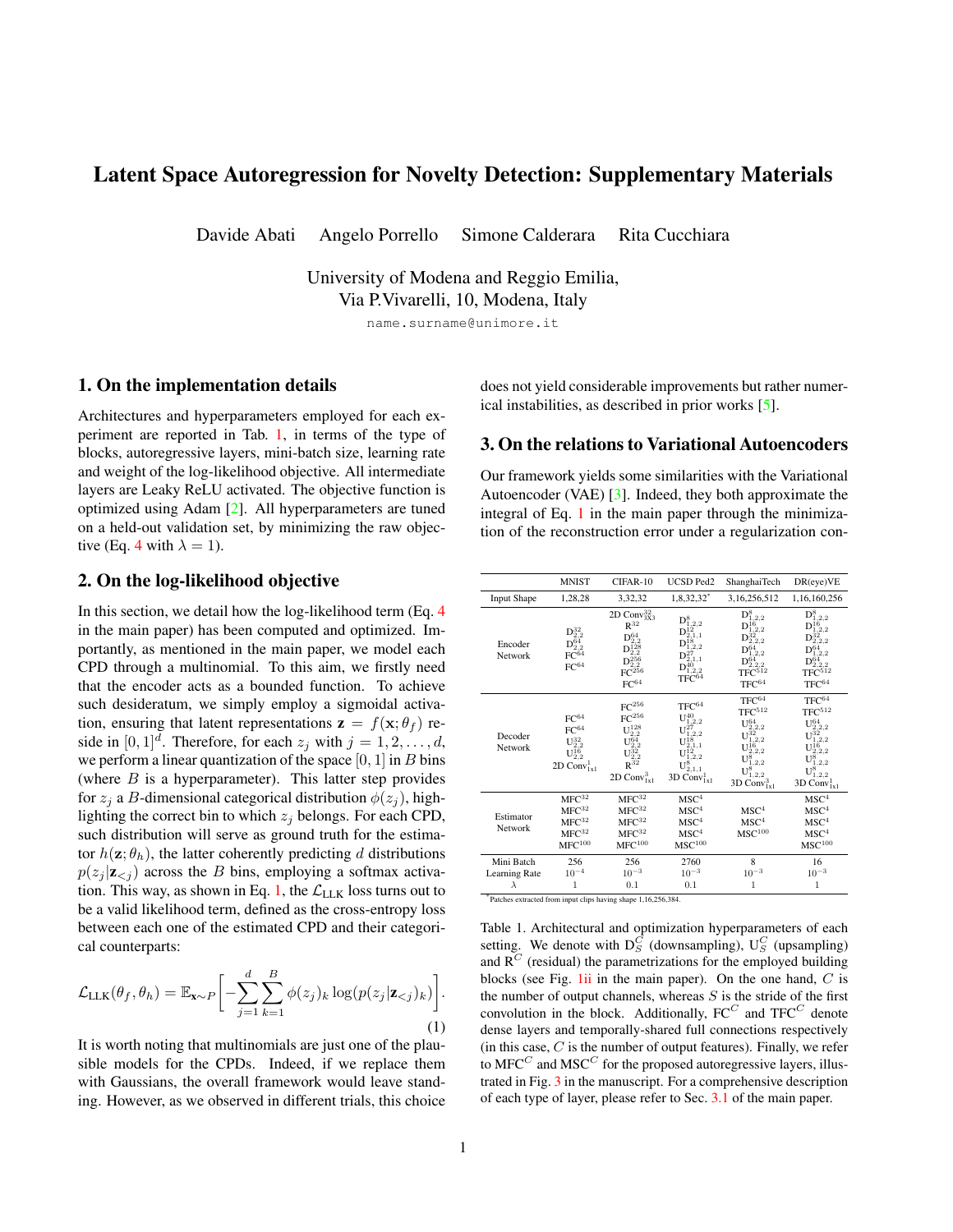# Latent Space Autoregression for Novelty Detection: Supplementary Materials

Davide Abati  Angelo Porrello  Simone Calderara  Rita Cucchiara

University of Modena and Reggio Emilia,
Via P.Vivarelli, 10, Modena, Italy

name.surname@unimore.it

## 1. On the implementation details

Architectures and hyperparameters employed for each experiment are reported in Tab. 1, in terms of the type of blocks, autoregressive layers, mini-batch size, learning rate and weight of the log-likelihood objective. All intermediate layers are Leaky ReLU activated. The objective function is optimized using Adam [2]. All hyperparameters are tuned on a held-out validation set, by minimizing the raw objective (Eq. 4 with $\lambda = 1$).

## 2. On the log-likelihood objective

In this section, we detail how the log-likelihood term (Eq. 4 in the main paper) has been computed and optimized. Importantly, as mentioned in the main paper, we model each CPD through a multinomial. To this aim, we firstly need that the encoder acts as a bounded function. To achieve such desideratum, we simply employ a sigmoidal activation, ensuring that latent representations $\mathbf{z} = f(\mathbf{x}; \theta_f)$ reside in $[0,1]^d$. Therefore, for each $z_j$ with $j = 1, 2, \ldots, d$, we perform a linear quantization of the space $[0,1]$ in $B$ bins (where $B$ is a hyperparameter). This latter step provides for $z_j$ a $B$-dimensional categorical distribution $\phi(z_j)$, highlighting the correct bin to which $z_j$ belongs. For each CPD, such distribution will serve as ground truth for the estimator $h(\mathbf{z}; \theta_h)$, the latter coherently predicting $d$ distributions $p(z_j|\mathbf{z}_{<j})$ across the $B$ bins, employing a softmax activation. This way, as shown in Eq. 1, the $\mathcal{L}_{\text{LLK}}$ loss turns out to be a valid likelihood term, defined as the cross-entropy loss between each one of the estimated CPD and their categorical counterparts:

$$\mathcal{L}_{\text{LLK}}(\theta_f, \theta_h) = \mathbb{E}_{\mathbf{x}\sim P}\left[-\sum_{j=1}^{d}\sum_{k=1}^{B}\phi(z_j)_k \log(p(z_j|\mathbf{z}_{<j})_k)\right]. \tag{1}$$

It is worth noting that multinomials are just one of the plausible models for the CPDs. Indeed, if we replace them with Gaussians, the overall framework would leave standing. However, as we observed in different trials, this choice does not yield considerable improvements but rather numerical instabilities, as described in prior works [5].

## 3. On the relations to Variational Autoencoders

Our framework yields some similarities with the Variational Autoencoder (VAE) [3]. Indeed, they both approximate the integral of Eq. 1 in the main paper through the minimization of the reconstruction error under a regularization con-

| | MNIST | CIFAR-10 | UCSD Ped2 | ShanghaiTech | DR(eye)VE |
|---|---|---|---|---|---|
| Input Shape | 1,28,28 | 3,32,32 | 1,8,32,32* | 3,16,256,512 | 1,16,160,256 |
| Encoder Network | $D^{32}_{2,2}$ $D^{64}_{2,2}$ $FC^{64}$ $FC^{64}$ | 2D $Conv^{32}_{3x3}$ $R^{32}$ $D^{64}_{2,2}$ $D^{128}_{2,2}$ $D^{256}_{2,2}$ $FC^{256}$ $FC^{64}$ | $D^{8}_{1,2,2}$ $D^{12}_{2,1,1}$ $D^{18}_{1,2,2}$ $D^{27}_{2,1,1}$ $D^{40}_{1,2,2}$ $TFC^{64}$ | $D^{8}_{1,2,2}$ $D^{16}_{1,2,2}$ $D^{32}_{2,2,2}$ $D^{64}_{1,2,2}$ $D^{64}_{2,2,2}$ $TFC^{512}$ $TFC^{64}$ | $D^{8}_{1,2,2}$ $D^{16}_{1,2,2}$ $D^{32}_{2,2,2}$ $D^{64}_{1,2,2}$ $D^{64}_{2,2,2}$ $TFC^{512}$ $TFC^{64}$ |
| Decoder Network | $FC^{64}$ $FC^{64}$ $U^{32}_{2,2}$ $U^{16}_{2,2}$ 2D $Conv^{1}_{1x1}$ | $FC^{256}$ $FC^{256}$ $U^{128}_{2,2}$ $U^{64}_{2,2}$ $U^{32}_{2,2}$ $R^{32}$ 2D $Conv^{3}_{1x1}$ | $TFC^{64}$ $U^{40}_{1,2,2}$ $U^{27}_{2,1,1}$ $U^{18}_{1,2,2}$ $U^{12}_{2,1,1}$ $U^{8}_{1,2,2}$ $U^{8}_{2,1,1}$ 3D $Conv^{1}_{1x1}$ | $TFC^{64}$ $TFC^{512}$ $U^{64}_{2,2,2}$ $U^{32}_{1,2,2}$ $U^{16}_{2,2,2}$ $U^{8}_{1,2,2}$ $U^{8}_{1,2,2}$ 3D $Conv^{3}_{1x1}$ | $TFC^{64}$ $TFC^{512}$ $U^{64}_{2,2,2}$ $U^{32}_{1,2,2}$ $U^{16}_{2,2,2}$ $U^{8}_{1,2,2}$ $U^{8}_{1,2,2}$ 3D $Conv^{1}_{1x1}$ |
| Estimator Network | $MFC^{32}$ $MFC^{32}$ $MFC^{32}$ $MFC^{32}$ $MFC^{100}$ | $MFC^{32}$ $MFC^{32}$ $MFC^{32}$ $MFC^{32}$ $MFC^{100}$ | $MSC^{4}$ $MSC^{4}$ $MSC^{4}$ $MSC^{4}$ $MSC^{100}$ | $MSC^{4}$ $MSC^{4}$ $MSC^{100}$ | $MSC^{4}$ $MSC^{4}$ $MSC^{4}$ $MSC^{4}$ $MSC^{100}$ |
| Mini Batch | 256 | 256 | 2760 | 8 | 16 |
| Learning Rate | $10^{-4}$ | $10^{-3}$ | $10^{-3}$ | $10^{-3}$ | $10^{-3}$ |
| $\lambda$ | 1 | 0.1 | 0.1 | 1 | 1 |

\* Patches extracted from input clips having shape 1,16,256,384.

Table 1. Architectural and optimization hyperparameters of each setting. We denote with $D^{C}_{S}$ (downsampling), $U^{C}_{S}$ (upsampling) and $R^{C}$ (residual) the parametrizations for the employed building blocks (see Fig. 1ii in the main paper). On the one hand, $C$ is the number of output channels, whereas $S$ is the stride of the first convolution in the block. Additionally, $FC^{C}$ and $TFC^{C}$ denote dense layers and temporally-shared full connections respectively (in this case, $C$ is the number of output features). Finally, we refer to $MFC^{C}$ and $MSC^{C}$ for the proposed autoregressive layers, illustrated in Fig. 3 in the manuscript. For a comprehensive description of each type of layer, please refer to Sec. 3.1 of the main paper.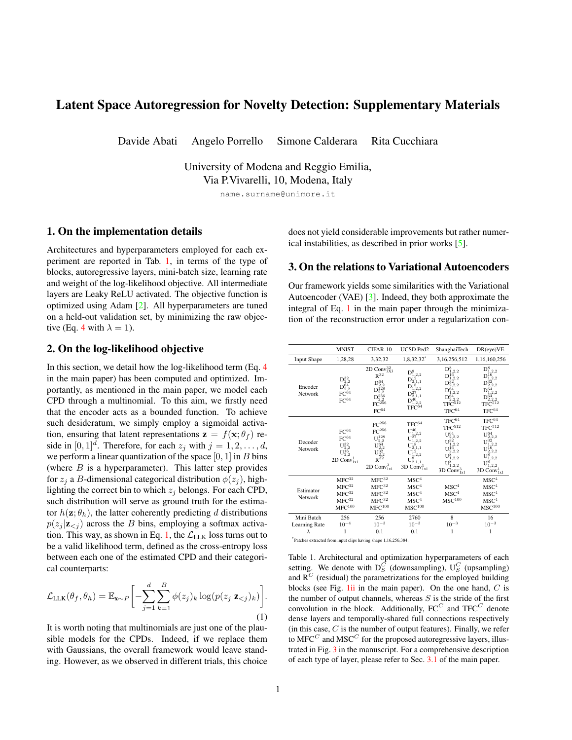# Latent Space Autoregression for Novelty Detection: Supplementary Materials

Davide Abati Angelo Porrello Simone Calderara Rita Cucchiara

University of Modena and Reggio Emilia,
Via P.Vivarelli, 10, Modena, Italy

name.surname@unimore.it

## 1. On the implementation details

Architectures and hyperparameters employed for each experiment are reported in Tab. 1, in terms of the type of blocks, autoregressive layers, mini-batch size, learning rate and weight of the log-likelihood objective. All intermediate layers are Leaky ReLU activated. The objective function is optimized using Adam [2]. All hyperparameters are tuned on a held-out validation set, by minimizing the raw objective (Eq. 4 with $\lambda = 1$).

## 2. On the log-likelihood objective

In this section, we detail how the log-likelihood term (Eq. 4 in the main paper) has been computed and optimized. Importantly, as mentioned in the main paper, we model each CPD through a multinomial. To this aim, we firstly need that the encoder acts as a bounded function. To achieve such desideratum, we simply employ a sigmoidal activation, ensuring that latent representations $\mathbf{z} = f(\mathbf{x}; \theta_f)$ reside in $[0, 1]^d$. Therefore, for each $z_j$ with $j = 1, 2, \ldots, d$, we perform a linear quantization of the space $[0, 1]$ in $B$ bins (where $B$ is a hyperparameter). This latter step provides for $z_j$ a $B$-dimensional categorical distribution $\phi(z_j)$, highlighting the correct bin to which $z_j$ belongs. For each CPD, such distribution will serve as ground truth for the estimator $h(\mathbf{z}; \theta_h)$, the latter coherently predicting $d$ distributions $p(z_j|\mathbf{z}_{<j})$ across the $B$ bins, employing a softmax activation. This way, as shown in Eq. 1, the $\mathcal{L}_{\text{LLK}}$ loss turns out to be a valid likelihood term, defined as the cross-entropy loss between each one of the estimated CPD and their categorical counterparts:

$$\mathcal{L}_{\text{LLK}}(\theta_f, \theta_h) = \mathbb{E}_{\mathbf{x} \sim P}\left[ -\sum_{j=1}^{d} \sum_{k=1}^{B} \phi(z_j)_k \log(p(z_j|\mathbf{z}_{<j})_k) \right]. \tag{1}$$

It is worth noting that multinomials are just one of the plausible models for the CPDs. Indeed, if we replace them with Gaussians, the overall framework would leave standing. However, as we observed in different trials, this choice does not yield considerable improvements but rather numerical instabilities, as described in prior works [5].

## 3. On the relations to Variational Autoencoders

Our framework yields some similarities with the Variational Autoencoder (VAE) [3]. Indeed, they both approximate the integral of Eq. 1 in the main paper through the minimization of the reconstruction error under a regularization con-

| | MNIST | CIFAR-10 | UCSD Ped2 | ShanghaiTech | DR(eye)VE |
|---|---|---|---|---|---|
| Input Shape | 1,28,28 | 3,32,32 | 1,8,32,32* | 3,16,256,512 | 1,16,160,256 |
| Encoder Network | $D^{32}_{2,2}$ $D^{64}_{2,2}$ $FC^{64}$ $FC^{64}$ | 2D $Conv^{32}_{3x3}$ $R^{32}$ $D^{64}_{2,2}$ $D^{128}_{2,2}$ $D^{256}_{2,2}$ $FC^{256}$ $FC^{64}$ | $D^{8}_{1,2,2}$ $D^{12}_{2,1,1}$ $D^{18}_{1,2,2}$ $D^{27}_{2,1,1}$ $D^{40}_{1,2,2}$ $TFC^{64}$ | $D^{8}_{1,2,2}$ $D^{16}_{1,2,2}$ $D^{32}_{2,2,2}$ $D^{64}_{1,2,2}$ $D^{64}_{2,2,2}$ $TFC^{512}$ $TFC^{64}$ | $D^{8}_{1,2,2}$ $D^{16}_{1,2,2}$ $D^{32}_{2,2,2}$ $D^{64}_{1,2,2}$ $D^{64}_{2,2,2}$ $TFC^{512}$ $TFC^{64}$ |
| Decoder Network | $FC^{64}$ $FC^{64}$ $U^{32}_{2,2}$ $U^{16}_{2,2}$ 2D $Conv^{1}_{1x1}$ | $FC^{256}$ $FC^{256}$ $U^{128}_{2,2}$ $U^{64}_{2,2}$ $U^{32}_{2,2}$ $R^{32}$ 2D $Conv^{3}_{1x1}$ | $TFC^{64}$ $U^{40}_{1,2,2}$ $U^{27}_{2,1,1}$ $U^{18}_{1,2,2}$ $U^{12}_{2,1,1}$ $U^{8}_{1,2,2}$ $U^{8}_{2,1,1}$ 3D $Conv^{1}_{1x1}$ | $TFC^{64}$ $TFC^{512}$ $U^{64}_{2,2,2}$ $U^{32}_{1,2,2}$ $U^{16}_{2,2,2}$ $U^{8}_{1,2,2}$ $U^{8}_{1,2,2}$ 3D $Conv^{3}_{1x1}$ | $TFC^{64}$ $TFC^{512}$ $U^{64}_{2,2,2}$ $U^{32}_{1,2,2}$ $U^{16}_{2,2,2}$ $U^{8}_{1,2,2}$ $U^{8}_{1,2,2}$ 3D $Conv^{1}_{1x1}$ |
| Estimator Network | $MFC^{32}$ $MFC^{32}$ $MFC^{32}$ $MFC^{32}$ $MFC^{100}$ | $MFC^{32}$ $MFC^{32}$ $MFC^{32}$ $MFC^{32}$ $MFC^{100}$ | $MSC^{4}$ $MSC^{4}$ $MSC^{4}$ $MSC^{4}$ $MSC^{100}$ | $MSC^{4}$ $MSC^{4}$ $MSC^{100}$ | $MSC^{4}$ $MSC^{4}$ $MSC^{4}$ $MSC^{4}$ $MSC^{100}$ |
| Mini Batch | 256 | 256 | 2760 | 8 | 16 |
| Learning Rate | $10^{-4}$ | $10^{-3}$ | $10^{-3}$ | $10^{-3}$ | $10^{-3}$ |
| $\lambda$ | 1 | 0.1 | 0.1 | 1 | 1 |

\* Patches extracted from input clips having shape 1,16,256,384.

Table 1. Architectural and optimization hyperparameters of each setting. We denote with $D^{C}_{S}$ (downsampling), $U^{C}_{S}$ (upsampling) and $R^{C}$ (residual) the parametrizations for the employed building blocks (see Fig. 1ii in the main paper). On the one hand, $C$ is the number of output channels, whereas $S$ is the stride of the first convolution in the block. Additionally, $FC^{C}$ and $TFC^{C}$ denote dense layers and temporally-shared full connections respectively (in this case, $C$ is the number of output features). Finally, we refer to $MFC^{C}$ and $MSC^{C}$ for the proposed autoregressive layers, illustrated in Fig. 3 in the manuscript. For a comprehensive description of each type of layer, please refer to Sec. 3.1 of the main paper.